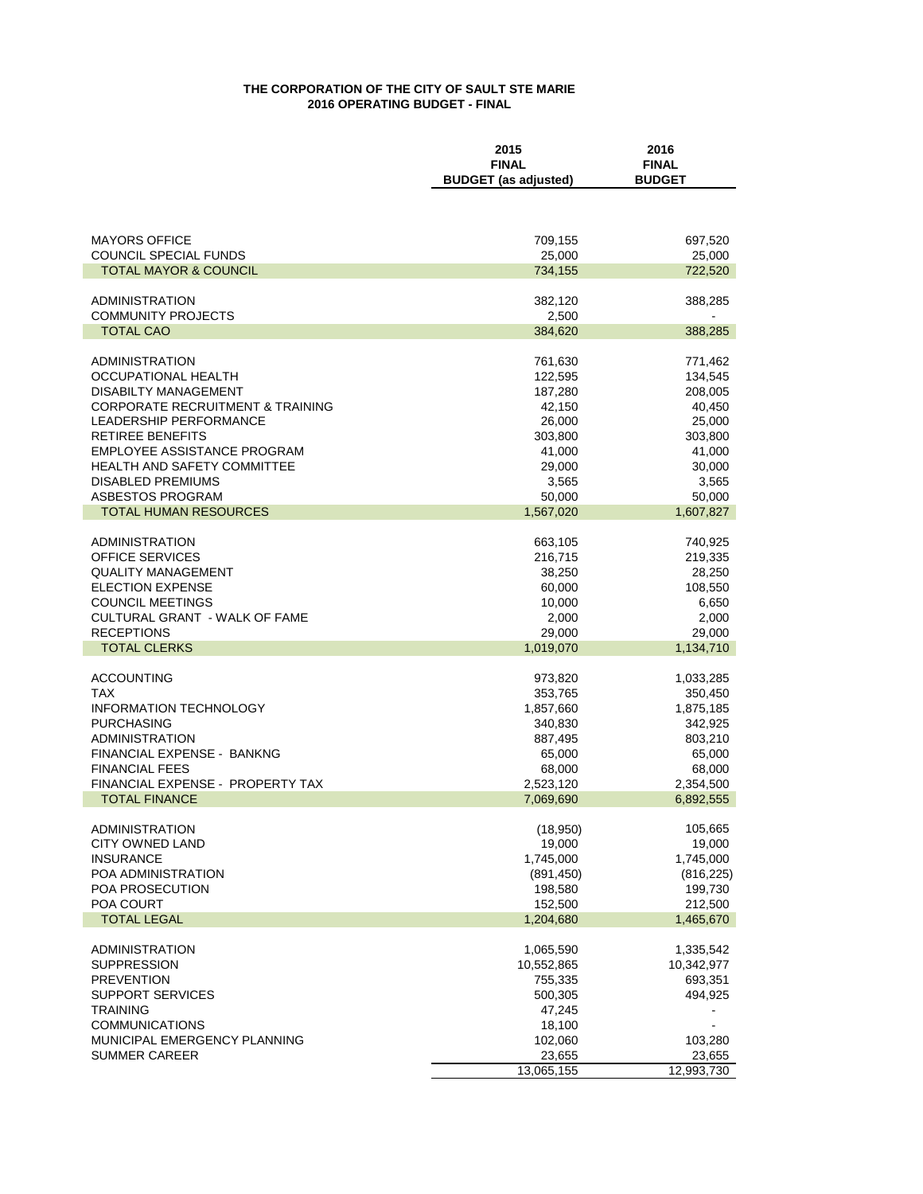**THE CORPORATION OF THE CITY OF SAULT STE MARIE**
**2016 OPERATING BUDGET - FINAL**

| | 2015 FINAL BUDGET (as adjusted) | 2016 FINAL BUDGET |
|---|---|---|
| MAYORS OFFICE | 709,155 | 697,520 |
| COUNCIL SPECIAL FUNDS | 25,000 | 25,000 |
| **TOTAL MAYOR & COUNCIL** | 734,155 | 722,520 |
| | | |
| ADMINISTRATION | 382,120 | 388,285 |
| COMMUNITY PROJECTS | 2,500 | - |
| **TOTAL CAO** | 384,620 | 388,285 |
| | | |
| ADMINISTRATION | 761,630 | 771,462 |
| OCCUPATIONAL HEALTH | 122,595 | 134,545 |
| DISABILTY MANAGEMENT | 187,280 | 208,005 |
| CORPORATE RECRUITMENT & TRAINING | 42,150 | 40,450 |
| LEADERSHIP PERFORMANCE | 26,000 | 25,000 |
| RETIREE BENEFITS | 303,800 | 303,800 |
| EMPLOYEE ASSISTANCE PROGRAM | 41,000 | 41,000 |
| HEALTH AND SAFETY COMMITTEE | 29,000 | 30,000 |
| DISABLED PREMIUMS | 3,565 | 3,565 |
| ASBESTOS PROGRAM | 50,000 | 50,000 |
| **TOTAL HUMAN RESOURCES** | 1,567,020 | 1,607,827 |
| | | |
| ADMINISTRATION | 663,105 | 740,925 |
| OFFICE SERVICES | 216,715 | 219,335 |
| QUALITY MANAGEMENT | 38,250 | 28,250 |
| ELECTION EXPENSE | 60,000 | 108,550 |
| COUNCIL MEETINGS | 10,000 | 6,650 |
| CULTURAL GRANT - WALK OF FAME | 2,000 | 2,000 |
| RECEPTIONS | 29,000 | 29,000 |
| **TOTAL CLERKS** | 1,019,070 | 1,134,710 |
| | | |
| ACCOUNTING | 973,820 | 1,033,285 |
| TAX | 353,765 | 350,450 |
| INFORMATION TECHNOLOGY | 1,857,660 | 1,875,185 |
| PURCHASING | 340,830 | 342,925 |
| ADMINISTRATION | 887,495 | 803,210 |
| FINANCIAL EXPENSE - BANKNG | 65,000 | 65,000 |
| FINANCIAL FEES | 68,000 | 68,000 |
| FINANCIAL EXPENSE - PROPERTY TAX | 2,523,120 | 2,354,500 |
| **TOTAL FINANCE** | 7,069,690 | 6,892,555 |
| | | |
| ADMINISTRATION | (18,950) | 105,665 |
| CITY OWNED LAND | 19,000 | 19,000 |
| INSURANCE | 1,745,000 | 1,745,000 |
| POA ADMINISTRATION | (891,450) | (816,225) |
| POA PROSECUTION | 198,580 | 199,730 |
| POA COURT | 152,500 | 212,500 |
| **TOTAL LEGAL** | 1,204,680 | 1,465,670 |
| | | |
| ADMINISTRATION | 1,065,590 | 1,335,542 |
| SUPPRESSION | 10,552,865 | 10,342,977 |
| PREVENTION | 755,335 | 693,351 |
| SUPPORT SERVICES | 500,305 | 494,925 |
| TRAINING | 47,245 | - |
| COMMUNICATIONS | 18,100 | - |
| MUNICIPAL EMERGENCY PLANNING | 102,060 | 103,280 |
| SUMMER CAREER | 23,655 | 23,655 |
| | 13,065,155 | 12,993,730 |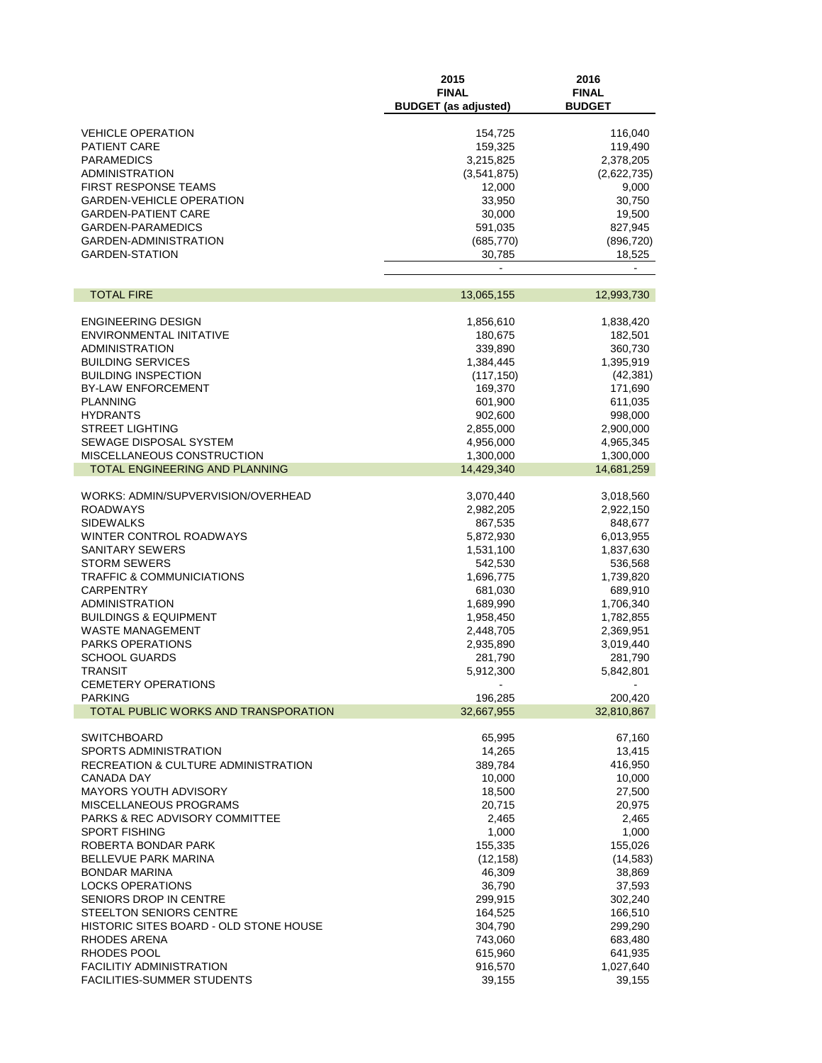| | 2015 FINAL BUDGET (as adjusted) | 2016 FINAL BUDGET |
|---|---|---|
| VEHICLE OPERATION | 154,725 | 116,040 |
| PATIENT CARE | 159,325 | 119,490 |
| PARAMEDICS | 3,215,825 | 2,378,205 |
| ADMINISTRATION | (3,541,875) | (2,622,735) |
| FIRST RESPONSE TEAMS | 12,000 | 9,000 |
| GARDEN-VEHICLE OPERATION | 33,950 | 30,750 |
| GARDEN-PATIENT CARE | 30,000 | 19,500 |
| GARDEN-PARAMEDICS | 591,035 | 827,945 |
| GARDEN-ADMINISTRATION | (685,770) | (896,720) |
| GARDEN-STATION | 30,785 | 18,525 |
| | - | - |
| TOTAL FIRE | 13,065,155 | 12,993,730 |
| ENGINEERING DESIGN | 1,856,610 | 1,838,420 |
| ENVIRONMENTAL INITATIVE | 180,675 | 182,501 |
| ADMINISTRATION | 339,890 | 360,730 |
| BUILDING SERVICES | 1,384,445 | 1,395,919 |
| BUILDING INSPECTION | (117,150) | (42,381) |
| BY-LAW ENFORCEMENT | 169,370 | 171,690 |
| PLANNING | 601,900 | 611,035 |
| HYDRANTS | 902,600 | 998,000 |
| STREET LIGHTING | 2,855,000 | 2,900,000 |
| SEWAGE DISPOSAL SYSTEM | 4,956,000 | 4,965,345 |
| MISCELLANEOUS CONSTRUCTION | 1,300,000 | 1,300,000 |
| TOTAL ENGINEERING AND PLANNING | 14,429,340 | 14,681,259 |
| WORKS: ADMIN/SUPVERVISION/OVERHEAD | 3,070,440 | 3,018,560 |
| ROADWAYS | 2,982,205 | 2,922,150 |
| SIDEWALKS | 867,535 | 848,677 |
| WINTER CONTROL ROADWAYS | 5,872,930 | 6,013,955 |
| SANITARY SEWERS | 1,531,100 | 1,837,630 |
| STORM SEWERS | 542,530 | 536,568 |
| TRAFFIC & COMMUNICIATIONS | 1,696,775 | 1,739,820 |
| CARPENTRY | 681,030 | 689,910 |
| ADMINISTRATION | 1,689,990 | 1,706,340 |
| BUILDINGS & EQUIPMENT | 1,958,450 | 1,782,855 |
| WASTE MANAGEMENT | 2,448,705 | 2,369,951 |
| PARKS OPERATIONS | 2,935,890 | 3,019,440 |
| SCHOOL GUARDS | 281,790 | 281,790 |
| TRANSIT | 5,912,300 | 5,842,801 |
| CEMETERY OPERATIONS | - | - |
| PARKING | 196,285 | 200,420 |
| TOTAL PUBLIC WORKS AND TRANSPORATION | 32,667,955 | 32,810,867 |
| SWITCHBOARD | 65,995 | 67,160 |
| SPORTS ADMINISTRATION | 14,265 | 13,415 |
| RECREATION & CULTURE ADMINISTRATION | 389,784 | 416,950 |
| CANADA DAY | 10,000 | 10,000 |
| MAYORS YOUTH ADVISORY | 18,500 | 27,500 |
| MISCELLANEOUS PROGRAMS | 20,715 | 20,975 |
| PARKS & REC ADVISORY COMMITTEE | 2,465 | 2,465 |
| SPORT FISHING | 1,000 | 1,000 |
| ROBERTA BONDAR PARK | 155,335 | 155,026 |
| BELLEVUE PARK MARINA | (12,158) | (14,583) |
| BONDAR MARINA | 46,309 | 38,869 |
| LOCKS OPERATIONS | 36,790 | 37,593 |
| SENIORS DROP IN CENTRE | 299,915 | 302,240 |
| STEELTON SENIORS CENTRE | 164,525 | 166,510 |
| HISTORIC SITES BOARD - OLD STONE HOUSE | 304,790 | 299,290 |
| RHODES ARENA | 743,060 | 683,480 |
| RHODES POOL | 615,960 | 641,935 |
| FACILITIY ADMINISTRATION | 916,570 | 1,027,640 |
| FACILITIES-SUMMER STUDENTS | 39,155 | 39,155 |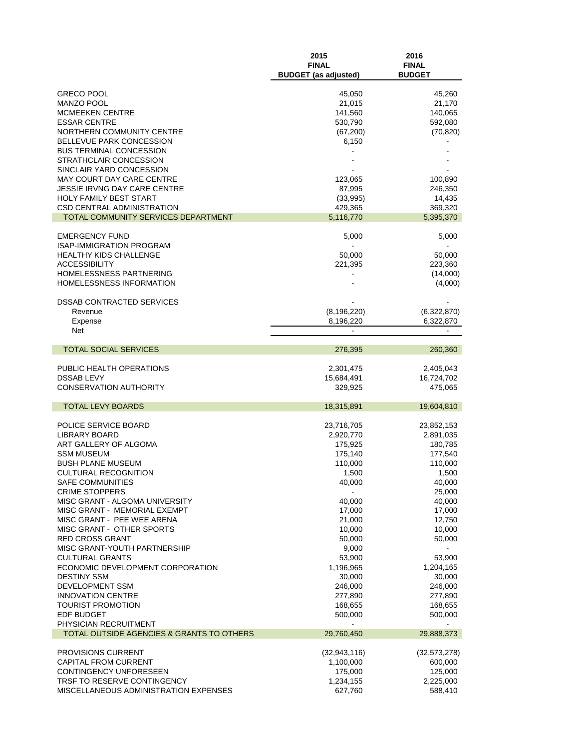| | 2015 FINAL BUDGET (as adjusted) | 2016 FINAL BUDGET |
|---|---|---|
| GRECO POOL | 45,050 | 45,260 |
| MANZO POOL | 21,015 | 21,170 |
| MCMEEKEN CENTRE | 141,560 | 140,065 |
| ESSAR CENTRE | 530,790 | 592,080 |
| NORTHERN COMMUNITY CENTRE | (67,200) | (70,820) |
| BELLEVUE PARK CONCESSION | 6,150 | - |
| BUS TERMINAL CONCESSION | - | - |
| STRATHCLAIR CONCESSION | - | - |
| SINCLAIR YARD CONCESSION | - | - |
| MAY COURT DAY CARE CENTRE | 123,065 | 100,890 |
| JESSIE IRVNG DAY CARE CENTRE | 87,995 | 246,350 |
| HOLY FAMILY BEST START | (33,995) | 14,435 |
| CSD CENTRAL ADMINISTRATION | 429,365 | 369,320 |
| TOTAL COMMUNITY SERVICES DEPARTMENT | 5,116,770 | 5,395,370 |
| | | |
| EMERGENCY FUND | 5,000 | 5,000 |
| ISAP-IMMIGRATION PROGRAM | - | - |
| HEALTHY KIDS CHALLENGE | 50,000 | 50,000 |
| ACCESSIBILITY | 221,395 | 223,360 |
| HOMELESSNESS PARTNERING | - | (14,000) |
| HOMELESSNESS INFORMATION | - | (4,000) |
| | | |
| DSSAB CONTRACTED SERVICES | - | - |
| Revenue | (8,196,220) | (6,322,870) |
| Expense | 8,196,220 | 6,322,870 |
| Net | - | - |
| | | |
| TOTAL SOCIAL SERVICES | 276,395 | 260,360 |
| | | |
| PUBLIC HEALTH OPERATIONS | 2,301,475 | 2,405,043 |
| DSSAB LEVY | 15,684,491 | 16,724,702 |
| CONSERVATION AUTHORITY | 329,925 | 475,065 |
| | | |
| TOTAL LEVY BOARDS | 18,315,891 | 19,604,810 |
| | | |
| POLICE SERVICE BOARD | 23,716,705 | 23,852,153 |
| LIBRARY BOARD | 2,920,770 | 2,891,035 |
| ART GALLERY OF ALGOMA | 175,925 | 180,785 |
| SSM MUSEUM | 175,140 | 177,540 |
| BUSH PLANE MUSEUM | 110,000 | 110,000 |
| CULTURAL RECOGNITION | 1,500 | 1,500 |
| SAFE COMMUNITIES | 40,000 | 40,000 |
| CRIME STOPPERS | - | 25,000 |
| MISC GRANT - ALGOMA UNIVERSITY | 40,000 | 40,000 |
| MISC GRANT - MEMORIAL EXEMPT | 17,000 | 17,000 |
| MISC GRANT - PEE WEE ARENA | 21,000 | 12,750 |
| MISC GRANT - OTHER SPORTS | 10,000 | 10,000 |
| RED CROSS GRANT | 50,000 | 50,000 |
| MISC GRANT-YOUTH PARTNERSHIP | 9,000 | - |
| CULTURAL GRANTS | 53,900 | 53,900 |
| ECONOMIC DEVELOPMENT CORPORATION | 1,196,965 | 1,204,165 |
| DESTINY SSM | 30,000 | 30,000 |
| DEVELOPMENT SSM | 246,000 | 246,000 |
| INNOVATION CENTRE | 277,890 | 277,890 |
| TOURIST PROMOTION | 168,655 | 168,655 |
| EDF BUDGET | 500,000 | 500,000 |
| PHYSICIAN RECRUITMENT | - | - |
| TOTAL OUTSIDE AGENCIES & GRANTS TO OTHERS | 29,760,450 | 29,888,373 |
| | | |
| PROVISIONS CURRENT | (32,943,116) | (32,573,278) |
| CAPITAL FROM CURRENT | 1,100,000 | 600,000 |
| CONTINGENCY UNFORESEEN | 175,000 | 125,000 |
| TRSF TO RESERVE CONTINGENCY | 1,234,155 | 2,225,000 |
| MISCELLANEOUS ADMINISTRATION EXPENSES | 627,760 | 588,410 |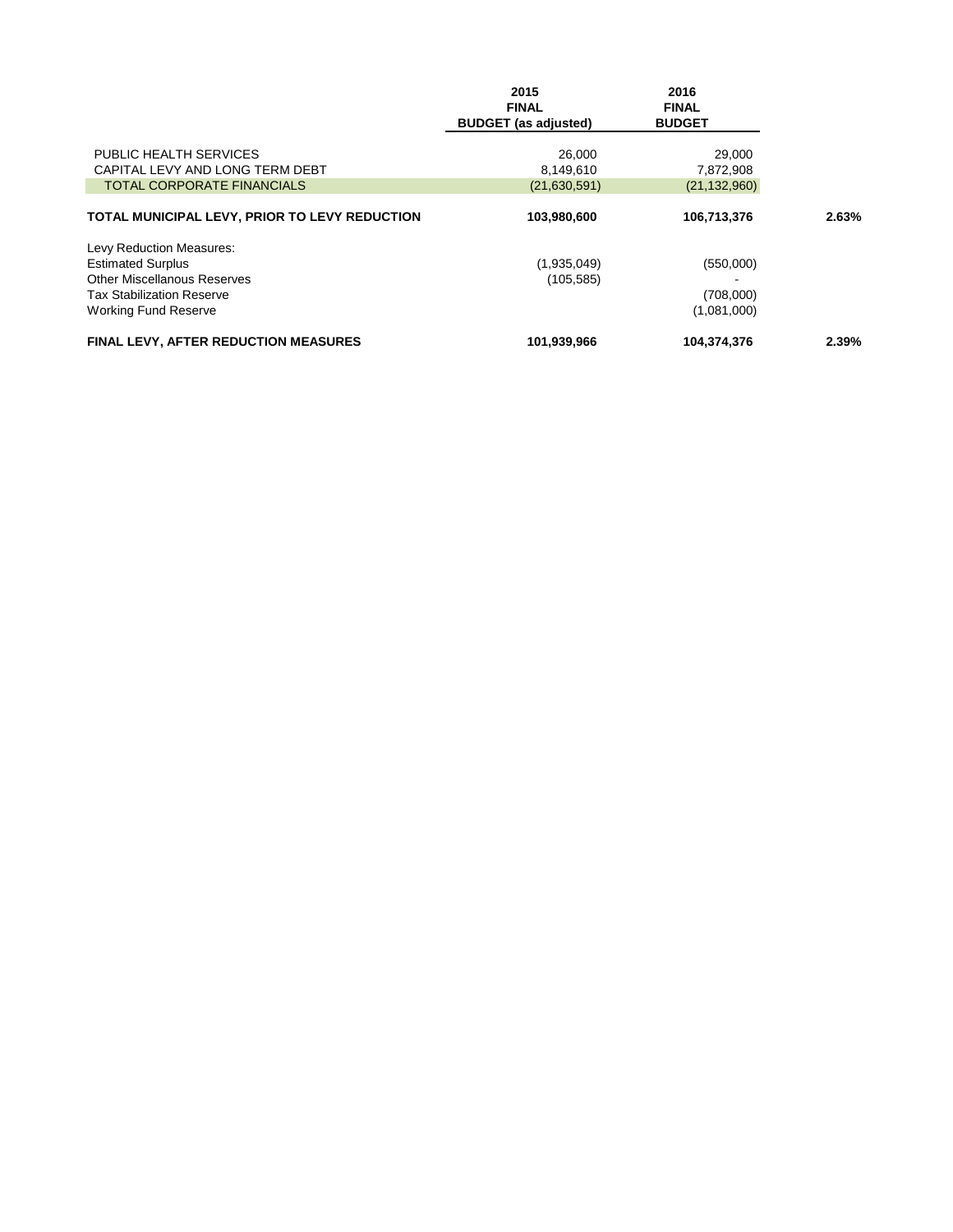| | 2015 FINAL BUDGET (as adjusted) | 2016 FINAL BUDGET | |
|---|---|---|---|
| PUBLIC HEALTH SERVICES | 26,000 | 29,000 | |
| CAPITAL LEVY AND LONG TERM DEBT | 8,149,610 | 7,872,908 | |
| TOTAL CORPORATE FINANCIALS | (21,630,591) | (21,132,960) | |
| **TOTAL MUNICIPAL LEVY, PRIOR TO LEVY REDUCTION** | **103,980,600** | **106,713,376** | **2.63%** |
| Levy Reduction Measures: | | | |
| Estimated Surplus | (1,935,049) | (550,000) | |
| Other Miscellanous Reserves | (105,585) | - | |
| Tax Stabilization Reserve | | (708,000) | |
| Working Fund Reserve | | (1,081,000) | |
| **FINAL LEVY, AFTER REDUCTION MEASURES** | **101,939,966** | **104,374,376** | **2.39%** |